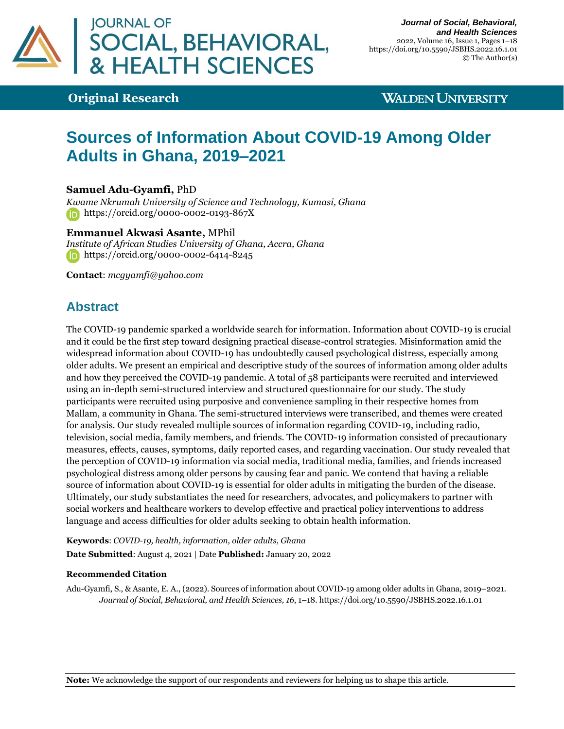# Sources of Information About COVID-19 Among Older Adults in Ghana, 2019–2021

**Samuel Adu-Gyamfi,** PhD
*Kwame Nkrumah University of Science and Technology, Kumasi, Ghana*
https://orcid.org/0000-0002-0193-867X

**Emmanuel Akwasi Asante,** MPhil
*Institute of African Studies University of Ghana, Accra, Ghana*
https://orcid.org/0000-0002-6414-8245

**Contact**: *mcgyamfi@yahoo.com*

## Abstract

The COVID-19 pandemic sparked a worldwide search for information. Information about COVID-19 is crucial and it could be the first step toward designing practical disease-control strategies. Misinformation amid the widespread information about COVID-19 has undoubtedly caused psychological distress, especially among older adults. We present an empirical and descriptive study of the sources of information among older adults and how they perceived the COVID-19 pandemic. A total of 58 participants were recruited and interviewed using an in-depth semi-structured interview and structured questionnaire for our study. The study participants were recruited using purposive and convenience sampling in their respective homes from Mallam, a community in Ghana. The semi-structured interviews were transcribed, and themes were created for analysis. Our study revealed multiple sources of information regarding COVID-19, including radio, television, social media, family members, and friends. The COVID-19 information consisted of precautionary measures, effects, causes, symptoms, daily reported cases, and regarding vaccination. Our study revealed that the perception of COVID-19 information via social media, traditional media, families, and friends increased psychological distress among older persons by causing fear and panic. We contend that having a reliable source of information about COVID-19 is essential for older adults in mitigating the burden of the disease. Ultimately, our study substantiates the need for researchers, advocates, and policymakers to partner with social workers and healthcare workers to develop effective and practical policy interventions to address language and access difficulties for older adults seeking to obtain health information.

**Keywords**: *COVID-19, health, information, older adults, Ghana*

**Date Submitted**: August 4, 2021 | Date **Published:** January 20, 2022

### Recommended Citation

Adu-Gyamfi, S., & Asante, E. A., (2022). Sources of information about COVID-19 among older adults in Ghana, 2019–2021. *Journal of Social, Behavioral, and Health Sciences, 16*, 1–18. https://doi.org/10.5590/JSBHS.2022.16.1.01

**Note:** We acknowledge the support of our respondents and reviewers for helping us to shape this article.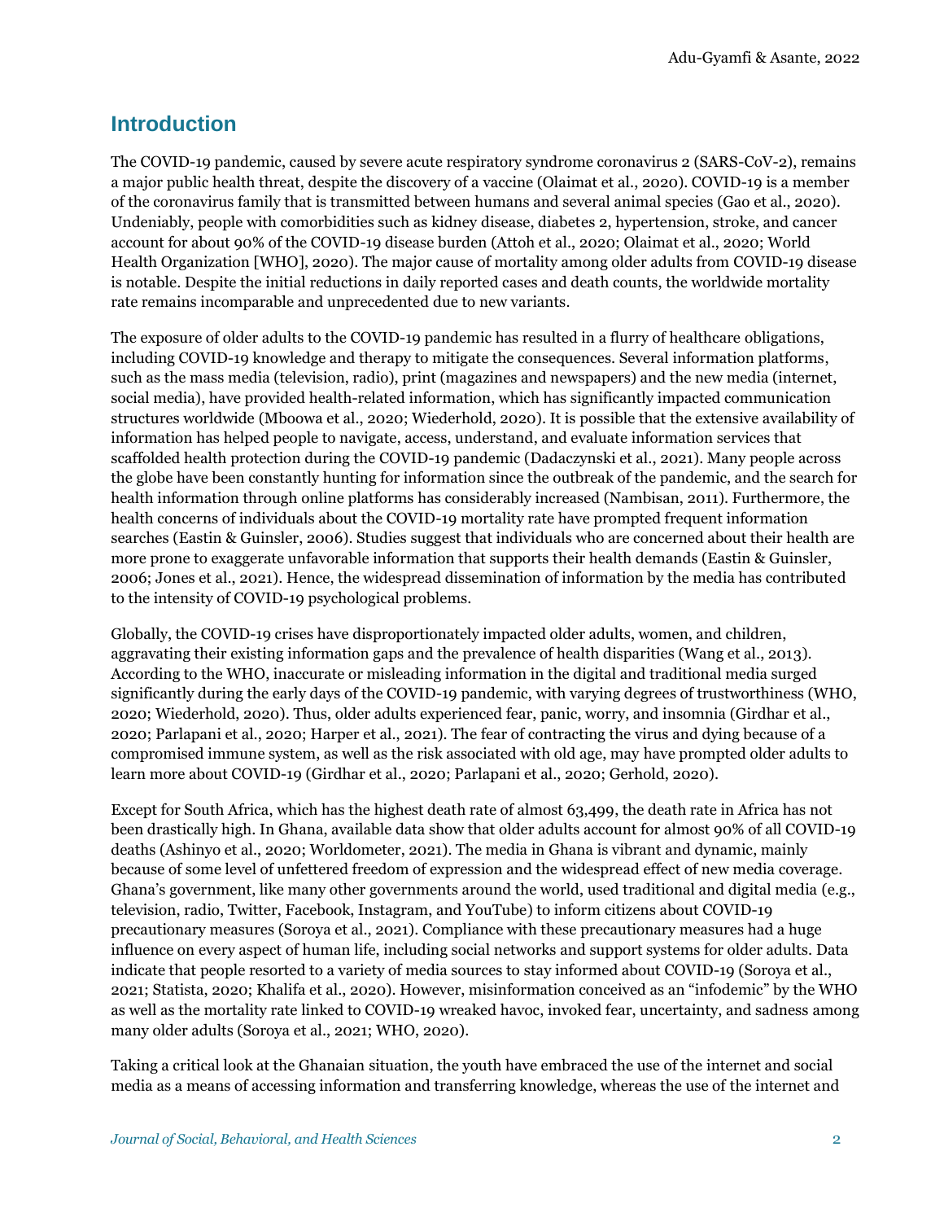## Introduction

The COVID-19 pandemic, caused by severe acute respiratory syndrome coronavirus 2 (SARS-CoV-2), remains a major public health threat, despite the discovery of a vaccine (Olaimat et al., 2020). COVID-19 is a member of the coronavirus family that is transmitted between humans and several animal species (Gao et al., 2020). Undeniably, people with comorbidities such as kidney disease, diabetes 2, hypertension, stroke, and cancer account for about 90% of the COVID-19 disease burden (Attoh et al., 2020; Olaimat et al., 2020; World Health Organization [WHO], 2020). The major cause of mortality among older adults from COVID-19 disease is notable. Despite the initial reductions in daily reported cases and death counts, the worldwide mortality rate remains incomparable and unprecedented due to new variants.

The exposure of older adults to the COVID-19 pandemic has resulted in a flurry of healthcare obligations, including COVID-19 knowledge and therapy to mitigate the consequences. Several information platforms, such as the mass media (television, radio), print (magazines and newspapers) and the new media (internet, social media), have provided health-related information, which has significantly impacted communication structures worldwide (Mboowa et al., 2020; Wiederhold, 2020). It is possible that the extensive availability of information has helped people to navigate, access, understand, and evaluate information services that scaffolded health protection during the COVID-19 pandemic (Dadaczynski et al., 2021). Many people across the globe have been constantly hunting for information since the outbreak of the pandemic, and the search for health information through online platforms has considerably increased (Nambisan, 2011). Furthermore, the health concerns of individuals about the COVID-19 mortality rate have prompted frequent information searches (Eastin & Guinsler, 2006). Studies suggest that individuals who are concerned about their health are more prone to exaggerate unfavorable information that supports their health demands (Eastin & Guinsler, 2006; Jones et al., 2021). Hence, the widespread dissemination of information by the media has contributed to the intensity of COVID-19 psychological problems.

Globally, the COVID-19 crises have disproportionately impacted older adults, women, and children, aggravating their existing information gaps and the prevalence of health disparities (Wang et al., 2013). According to the WHO, inaccurate or misleading information in the digital and traditional media surged significantly during the early days of the COVID-19 pandemic, with varying degrees of trustworthiness (WHO, 2020; Wiederhold, 2020). Thus, older adults experienced fear, panic, worry, and insomnia (Girdhar et al., 2020; Parlapani et al., 2020; Harper et al., 2021). The fear of contracting the virus and dying because of a compromised immune system, as well as the risk associated with old age, may have prompted older adults to learn more about COVID-19 (Girdhar et al., 2020; Parlapani et al., 2020; Gerhold, 2020).

Except for South Africa, which has the highest death rate of almost 63,499, the death rate in Africa has not been drastically high. In Ghana, available data show that older adults account for almost 90% of all COVID-19 deaths (Ashinyo et al., 2020; Worldometer, 2021). The media in Ghana is vibrant and dynamic, mainly because of some level of unfettered freedom of expression and the widespread effect of new media coverage. Ghana's government, like many other governments around the world, used traditional and digital media (e.g., television, radio, Twitter, Facebook, Instagram, and YouTube) to inform citizens about COVID-19 precautionary measures (Soroya et al., 2021). Compliance with these precautionary measures had a huge influence on every aspect of human life, including social networks and support systems for older adults. Data indicate that people resorted to a variety of media sources to stay informed about COVID-19 (Soroya et al., 2021; Statista, 2020; Khalifa et al., 2020). However, misinformation conceived as an "infodemic" by the WHO as well as the mortality rate linked to COVID-19 wreaked havoc, invoked fear, uncertainty, and sadness among many older adults (Soroya et al., 2021; WHO, 2020).

Taking a critical look at the Ghanaian situation, the youth have embraced the use of the internet and social media as a means of accessing information and transferring knowledge, whereas the use of the internet and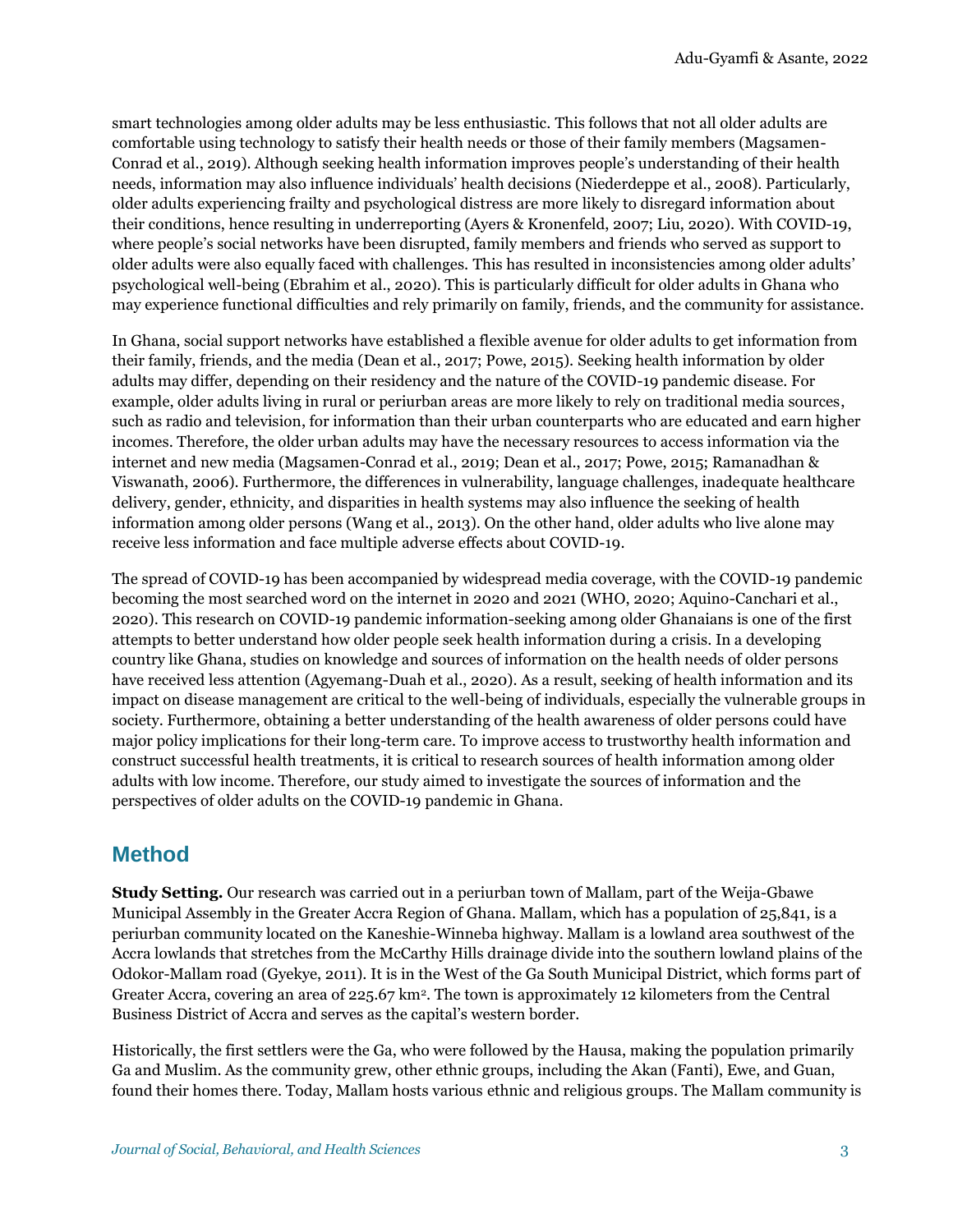smart technologies among older adults may be less enthusiastic. This follows that not all older adults are comfortable using technology to satisfy their health needs or those of their family members (Magsamen-Conrad et al., 2019). Although seeking health information improves people's understanding of their health needs, information may also influence individuals' health decisions (Niederdeppe et al., 2008). Particularly, older adults experiencing frailty and psychological distress are more likely to disregard information about their conditions, hence resulting in underreporting (Ayers & Kronenfeld, 2007; Liu, 2020). With COVID-19, where people's social networks have been disrupted, family members and friends who served as support to older adults were also equally faced with challenges. This has resulted in inconsistencies among older adults' psychological well-being (Ebrahim et al., 2020). This is particularly difficult for older adults in Ghana who may experience functional difficulties and rely primarily on family, friends, and the community for assistance.

In Ghana, social support networks have established a flexible avenue for older adults to get information from their family, friends, and the media (Dean et al., 2017; Powe, 2015). Seeking health information by older adults may differ, depending on their residency and the nature of the COVID-19 pandemic disease. For example, older adults living in rural or periurban areas are more likely to rely on traditional media sources, such as radio and television, for information than their urban counterparts who are educated and earn higher incomes. Therefore, the older urban adults may have the necessary resources to access information via the internet and new media (Magsamen-Conrad et al., 2019; Dean et al., 2017; Powe, 2015; Ramanadhan & Viswanath, 2006). Furthermore, the differences in vulnerability, language challenges, inadequate healthcare delivery, gender, ethnicity, and disparities in health systems may also influence the seeking of health information among older persons (Wang et al., 2013). On the other hand, older adults who live alone may receive less information and face multiple adverse effects about COVID-19.

The spread of COVID-19 has been accompanied by widespread media coverage, with the COVID-19 pandemic becoming the most searched word on the internet in 2020 and 2021 (WHO, 2020; Aquino-Canchari et al., 2020). This research on COVID-19 pandemic information-seeking among older Ghanaians is one of the first attempts to better understand how older people seek health information during a crisis. In a developing country like Ghana, studies on knowledge and sources of information on the health needs of older persons have received less attention (Agyemang-Duah et al., 2020). As a result, seeking of health information and its impact on disease management are critical to the well-being of individuals, especially the vulnerable groups in society. Furthermore, obtaining a better understanding of the health awareness of older persons could have major policy implications for their long-term care. To improve access to trustworthy health information and construct successful health treatments, it is critical to research sources of health information among older adults with low income. Therefore, our study aimed to investigate the sources of information and the perspectives of older adults on the COVID-19 pandemic in Ghana.

## Method

**Study Setting.** Our research was carried out in a periurban town of Mallam, part of the Weija-Gbawe Municipal Assembly in the Greater Accra Region of Ghana. Mallam, which has a population of 25,841, is a periurban community located on the Kaneshie-Winneba highway. Mallam is a lowland area southwest of the Accra lowlands that stretches from the McCarthy Hills drainage divide into the southern lowland plains of the Odokor-Mallam road (Gyekye, 2011). It is in the West of the Ga South Municipal District, which forms part of Greater Accra, covering an area of 225.67 km$^2$. The town is approximately 12 kilometers from the Central Business District of Accra and serves as the capital's western border.

Historically, the first settlers were the Ga, who were followed by the Hausa, making the population primarily Ga and Muslim. As the community grew, other ethnic groups, including the Akan (Fanti), Ewe, and Guan, found their homes there. Today, Mallam hosts various ethnic and religious groups. The Mallam community is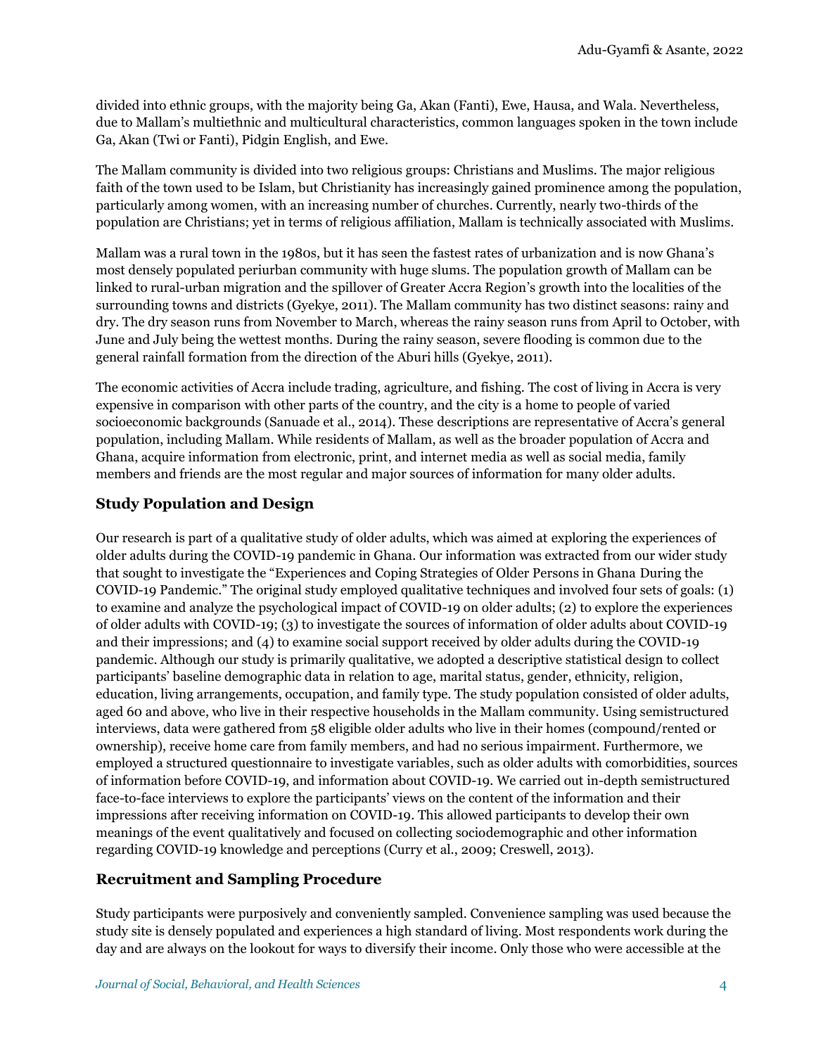divided into ethnic groups, with the majority being Ga, Akan (Fanti), Ewe, Hausa, and Wala. Nevertheless, due to Mallam's multiethnic and multicultural characteristics, common languages spoken in the town include Ga, Akan (Twi or Fanti), Pidgin English, and Ewe.

The Mallam community is divided into two religious groups: Christians and Muslims. The major religious faith of the town used to be Islam, but Christianity has increasingly gained prominence among the population, particularly among women, with an increasing number of churches. Currently, nearly two-thirds of the population are Christians; yet in terms of religious affiliation, Mallam is technically associated with Muslims.

Mallam was a rural town in the 1980s, but it has seen the fastest rates of urbanization and is now Ghana's most densely populated periurban community with huge slums. The population growth of Mallam can be linked to rural-urban migration and the spillover of Greater Accra Region's growth into the localities of the surrounding towns and districts (Gyekye, 2011). The Mallam community has two distinct seasons: rainy and dry. The dry season runs from November to March, whereas the rainy season runs from April to October, with June and July being the wettest months. During the rainy season, severe flooding is common due to the general rainfall formation from the direction of the Aburi hills (Gyekye, 2011).

The economic activities of Accra include trading, agriculture, and fishing. The cost of living in Accra is very expensive in comparison with other parts of the country, and the city is a home to people of varied socioeconomic backgrounds (Sanuade et al., 2014). These descriptions are representative of Accra's general population, including Mallam. While residents of Mallam, as well as the broader population of Accra and Ghana, acquire information from electronic, print, and internet media as well as social media, family members and friends are the most regular and major sources of information for many older adults.

### Study Population and Design

Our research is part of a qualitative study of older adults, which was aimed at exploring the experiences of older adults during the COVID-19 pandemic in Ghana. Our information was extracted from our wider study that sought to investigate the "Experiences and Coping Strategies of Older Persons in Ghana During the COVID-19 Pandemic." The original study employed qualitative techniques and involved four sets of goals: (1) to examine and analyze the psychological impact of COVID-19 on older adults; (2) to explore the experiences of older adults with COVID-19; (3) to investigate the sources of information of older adults about COVID-19 and their impressions; and (4) to examine social support received by older adults during the COVID-19 pandemic. Although our study is primarily qualitative, we adopted a descriptive statistical design to collect participants' baseline demographic data in relation to age, marital status, gender, ethnicity, religion, education, living arrangements, occupation, and family type. The study population consisted of older adults, aged 60 and above, who live in their respective households in the Mallam community. Using semistructured interviews, data were gathered from 58 eligible older adults who live in their homes (compound/rented or ownership), receive home care from family members, and had no serious impairment. Furthermore, we employed a structured questionnaire to investigate variables, such as older adults with comorbidities, sources of information before COVID-19, and information about COVID-19. We carried out in-depth semistructured face-to-face interviews to explore the participants' views on the content of the information and their impressions after receiving information on COVID-19. This allowed participants to develop their own meanings of the event qualitatively and focused on collecting sociodemographic and other information regarding COVID-19 knowledge and perceptions (Curry et al., 2009; Creswell, 2013).

### Recruitment and Sampling Procedure

Study participants were purposively and conveniently sampled. Convenience sampling was used because the study site is densely populated and experiences a high standard of living. Most respondents work during the day and are always on the lookout for ways to diversify their income. Only those who were accessible at the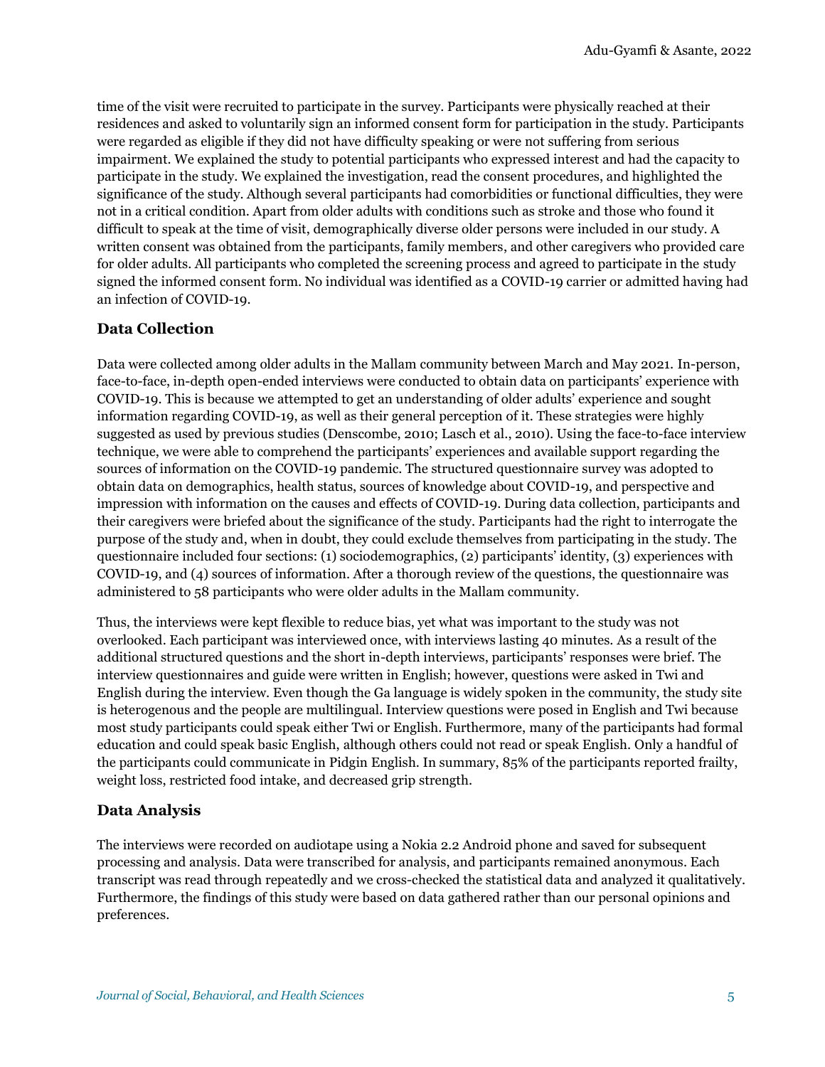time of the visit were recruited to participate in the survey. Participants were physically reached at their residences and asked to voluntarily sign an informed consent form for participation in the study. Participants were regarded as eligible if they did not have difficulty speaking or were not suffering from serious impairment. We explained the study to potential participants who expressed interest and had the capacity to participate in the study. We explained the investigation, read the consent procedures, and highlighted the significance of the study. Although several participants had comorbidities or functional difficulties, they were not in a critical condition. Apart from older adults with conditions such as stroke and those who found it difficult to speak at the time of visit, demographically diverse older persons were included in our study. A written consent was obtained from the participants, family members, and other caregivers who provided care for older adults. All participants who completed the screening process and agreed to participate in the study signed the informed consent form. No individual was identified as a COVID-19 carrier or admitted having had an infection of COVID-19.

### Data Collection

Data were collected among older adults in the Mallam community between March and May 2021. In-person, face-to-face, in-depth open-ended interviews were conducted to obtain data on participants' experience with COVID-19. This is because we attempted to get an understanding of older adults' experience and sought information regarding COVID-19, as well as their general perception of it. These strategies were highly suggested as used by previous studies (Denscombe, 2010; Lasch et al., 2010). Using the face-to-face interview technique, we were able to comprehend the participants' experiences and available support regarding the sources of information on the COVID-19 pandemic. The structured questionnaire survey was adopted to obtain data on demographics, health status, sources of knowledge about COVID-19, and perspective and impression with information on the causes and effects of COVID-19. During data collection, participants and their caregivers were briefed about the significance of the study. Participants had the right to interrogate the purpose of the study and, when in doubt, they could exclude themselves from participating in the study. The questionnaire included four sections: (1) sociodemographics, (2) participants' identity, (3) experiences with COVID-19, and (4) sources of information. After a thorough review of the questions, the questionnaire was administered to 58 participants who were older adults in the Mallam community.

Thus, the interviews were kept flexible to reduce bias, yet what was important to the study was not overlooked. Each participant was interviewed once, with interviews lasting 40 minutes. As a result of the additional structured questions and the short in-depth interviews, participants' responses were brief. The interview questionnaires and guide were written in English; however, questions were asked in Twi and English during the interview. Even though the Ga language is widely spoken in the community, the study site is heterogenous and the people are multilingual. Interview questions were posed in English and Twi because most study participants could speak either Twi or English. Furthermore, many of the participants had formal education and could speak basic English, although others could not read or speak English. Only a handful of the participants could communicate in Pidgin English. In summary, 85% of the participants reported frailty, weight loss, restricted food intake, and decreased grip strength.

### Data Analysis

The interviews were recorded on audiotape using a Nokia 2.2 Android phone and saved for subsequent processing and analysis. Data were transcribed for analysis, and participants remained anonymous. Each transcript was read through repeatedly and we cross-checked the statistical data and analyzed it qualitatively. Furthermore, the findings of this study were based on data gathered rather than our personal opinions and preferences.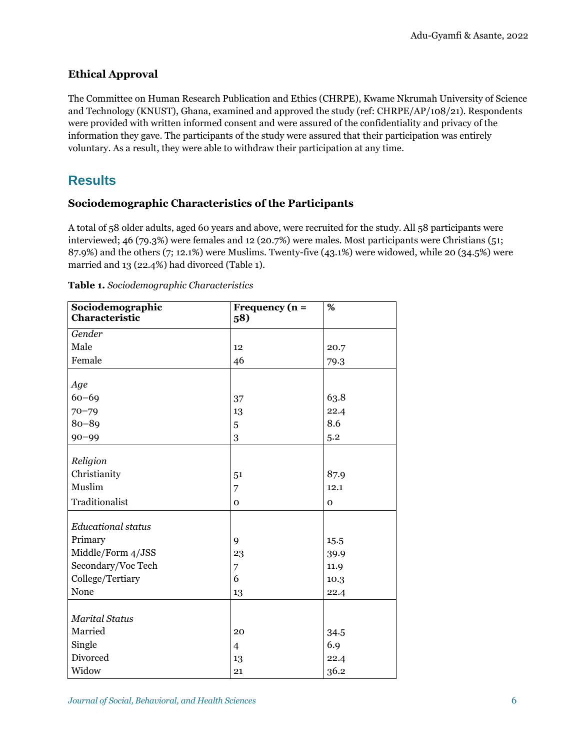### Ethical Approval

The Committee on Human Research Publication and Ethics (CHRPE), Kwame Nkrumah University of Science and Technology (KNUST), Ghana, examined and approved the study (ref: CHRPE/AP/108/21). Respondents were provided with written informed consent and were assured of the confidentiality and privacy of the information they gave. The participants of the study were assured that their participation was entirely voluntary. As a result, they were able to withdraw their participation at any time.

## Results

### Sociodemographic Characteristics of the Participants

A total of 58 older adults, aged 60 years and above, were recruited for the study. All 58 participants were interviewed; 46 (79.3%) were females and 12 (20.7%) were males. Most participants were Christians (51; 87.9%) and the others (7; 12.1%) were Muslims. Twenty-five (43.1%) were widowed, while 20 (34.5%) were married and 13 (22.4%) had divorced (Table 1).

**Table 1.** *Sociodemographic Characteristics*

| Sociodemographic Characteristic | Frequency (n = 58) | % |
|---|---|---|
| *Gender* | | |
| Male | 12 | 20.7 |
| Female | 46 | 79.3 |
| *Age* | | |
| 60–69 | 37 | 63.8 |
| 70–79 | 13 | 22.4 |
| 80–89 | 5 | 8.6 |
| 90–99 | 3 | 5.2 |
| *Religion* | | |
| Christianity | 51 | 87.9 |
| Muslim | 7 | 12.1 |
| Traditionalist | 0 | 0 |
| *Educational status* | | |
| Primary | 9 | 15.5 |
| Middle/Form 4/JSS | 23 | 39.9 |
| Secondary/Voc Tech | 7 | 11.9 |
| College/Tertiary | 6 | 10.3 |
| None | 13 | 22.4 |
| *Marital Status* | | |
| Married | 20 | 34.5 |
| Single | 4 | 6.9 |
| Divorced | 13 | 22.4 |
| Widow | 21 | 36.2 |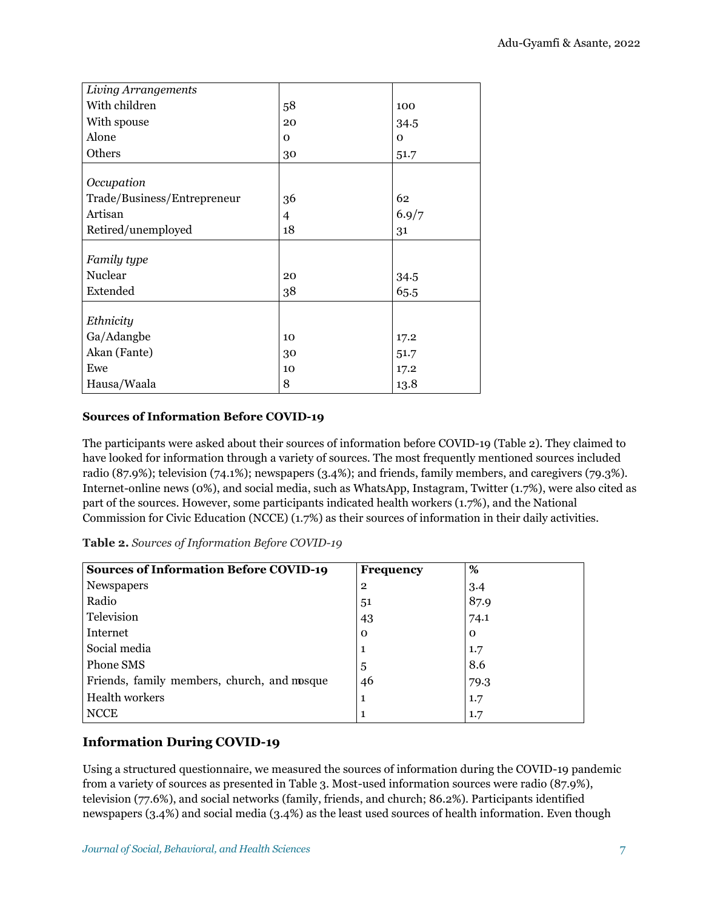| | | |
|---|---|---|
| *Living Arrangements* | | |
| With children | 58 | 100 |
| With spouse | 20 | 34.5 |
| Alone | 0 | 0 |
| Others | 30 | 51.7 |
| *Occupation* | | |
| Trade/Business/Entrepreneur | 36 | 62 |
| Artisan | 4 | 6.9/7 |
| Retired/unemployed | 18 | 31 |
| *Family type* | | |
| Nuclear | 20 | 34.5 |
| Extended | 38 | 65.5 |
| *Ethnicity* | | |
| Ga/Adangbe | 10 | 17.2 |
| Akan (Fante) | 30 | 51.7 |
| Ewe | 10 | 17.2 |
| Hausa/Waala | 8 | 13.8 |

**Sources of Information Before COVID-19**

The participants were asked about their sources of information before COVID-19 (Table 2). They claimed to have looked for information through a variety of sources. The most frequently mentioned sources included radio (87.9%); television (74.1%); newspapers (3.4%); and friends, family members, and caregivers (79.3%). Internet-online news (0%), and social media, such as WhatsApp, Instagram, Twitter (1.7%), were also cited as part of the sources. However, some participants indicated health workers (1.7%), and the National Commission for Civic Education (NCCE) (1.7%) as their sources of information in their daily activities.

**Table 2.** *Sources of Information Before COVID-19*

| Sources of Information Before COVID-19 | Frequency | % |
|---|---|---|
| Newspapers | 2 | 3.4 |
| Radio | 51 | 87.9 |
| Television | 43 | 74.1 |
| Internet | 0 | 0 |
| Social media | 1 | 1.7 |
| Phone SMS | 5 | 8.6 |
| Friends, family members, church, and mosque | 46 | 79.3 |
| Health workers | 1 | 1.7 |
| NCCE | 1 | 1.7 |

## Information During COVID-19

Using a structured questionnaire, we measured the sources of information during the COVID-19 pandemic from a variety of sources as presented in Table 3. Most-used information sources were radio (87.9%), television (77.6%), and social networks (family, friends, and church; 86.2%). Participants identified newspapers (3.4%) and social media (3.4%) as the least used sources of health information. Even though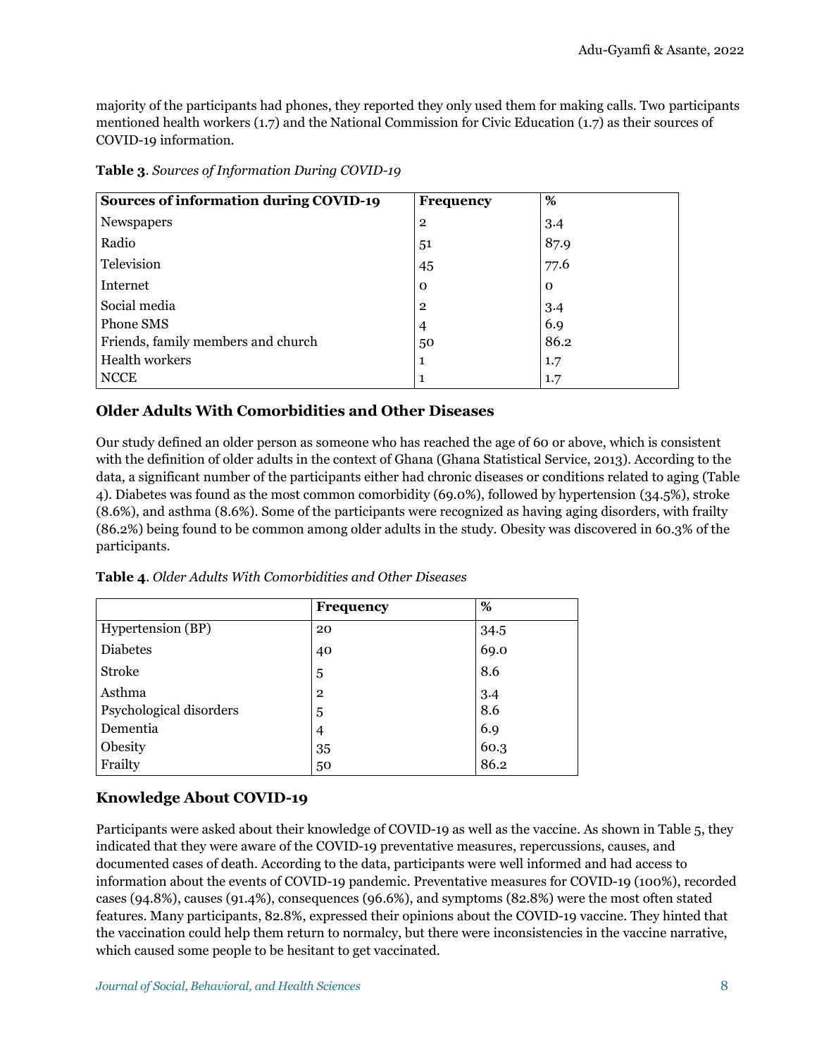majority of the participants had phones, they reported they only used them for making calls. Two participants mentioned health workers (1.7) and the National Commission for Civic Education (1.7) as their sources of COVID-19 information.

**Table 3**. *Sources of Information During COVID-19*

| Sources of information during COVID-19 | Frequency | % |
|---|---|---|
| Newspapers | 2 | 3.4 |
| Radio | 51 | 87.9 |
| Television | 45 | 77.6 |
| Internet | 0 | 0 |
| Social media | 2 | 3.4 |
| Phone SMS | 4 | 6.9 |
| Friends, family members and church | 50 | 86.2 |
| Health workers | 1 | 1.7 |
| NCCE | 1 | 1.7 |

## Older Adults With Comorbidities and Other Diseases

Our study defined an older person as someone who has reached the age of 60 or above, which is consistent with the definition of older adults in the context of Ghana (Ghana Statistical Service, 2013). According to the data, a significant number of the participants either had chronic diseases or conditions related to aging (Table 4). Diabetes was found as the most common comorbidity (69.0%), followed by hypertension (34.5%), stroke (8.6%), and asthma (8.6%). Some of the participants were recognized as having aging disorders, with frailty (86.2%) being found to be common among older adults in the study. Obesity was discovered in 60.3% of the participants.

**Table 4**. *Older Adults With Comorbidities and Other Diseases*

| | Frequency | % |
|---|---|---|
| Hypertension (BP) | 20 | 34.5 |
| Diabetes | 40 | 69.0 |
| Stroke | 5 | 8.6 |
| Asthma | 2 | 3.4 |
| Psychological disorders | 5 | 8.6 |
| Dementia | 4 | 6.9 |
| Obesity | 35 | 60.3 |
| Frailty | 50 | 86.2 |

## Knowledge About COVID-19

Participants were asked about their knowledge of COVID-19 as well as the vaccine. As shown in Table 5, they indicated that they were aware of the COVID-19 preventative measures, repercussions, causes, and documented cases of death. According to the data, participants were well informed and had access to information about the events of COVID-19 pandemic. Preventative measures for COVID-19 (100%), recorded cases (94.8%), causes (91.4%), consequences (96.6%), and symptoms (82.8%) were the most often stated features. Many participants, 82.8%, expressed their opinions about the COVID-19 vaccine. They hinted that the vaccination could help them return to normalcy, but there were inconsistencies in the vaccine narrative, which caused some people to be hesitant to get vaccinated.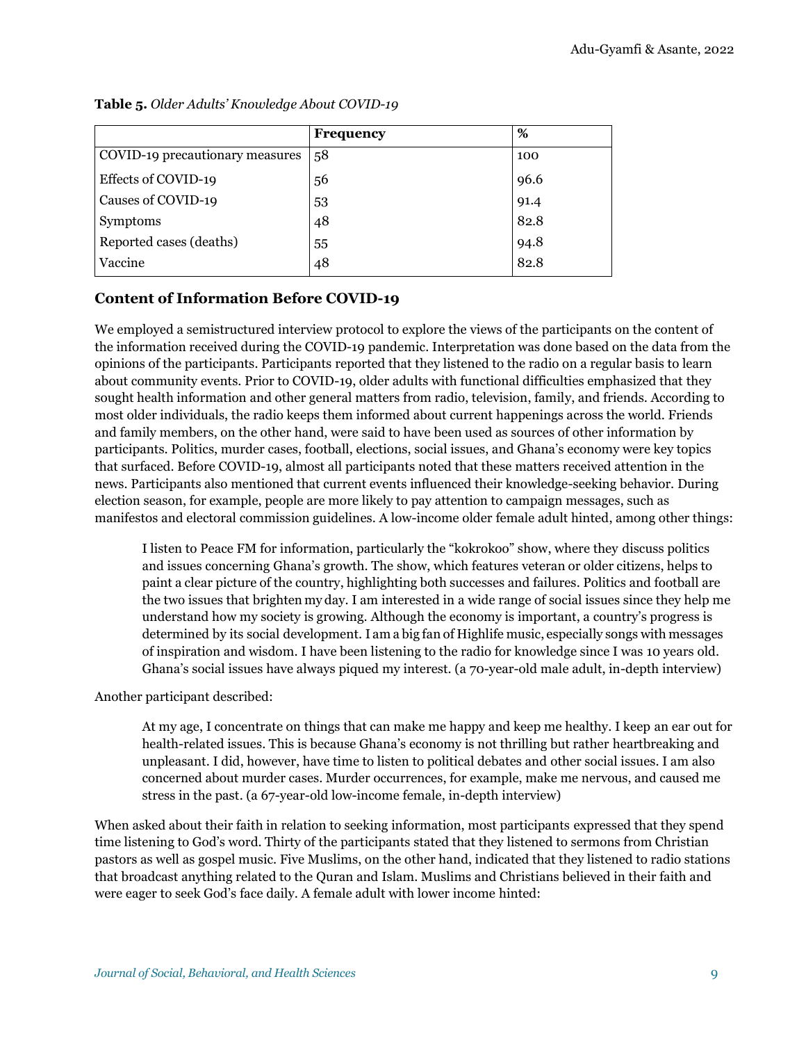**Table 5.** *Older Adults' Knowledge About COVID-19*

| | Frequency | % |
|---|---|---|
| COVID-19 precautionary measures | 58 | 100 |
| Effects of COVID-19 | 56 | 96.6 |
| Causes of COVID-19 | 53 | 91.4 |
| Symptoms | 48 | 82.8 |
| Reported cases (deaths) | 55 | 94.8 |
| Vaccine | 48 | 82.8 |

## Content of Information Before COVID-19

We employed a semistructured interview protocol to explore the views of the participants on the content of the information received during the COVID-19 pandemic. Interpretation was done based on the data from the opinions of the participants. Participants reported that they listened to the radio on a regular basis to learn about community events. Prior to COVID-19, older adults with functional difficulties emphasized that they sought health information and other general matters from radio, television, family, and friends. According to most older individuals, the radio keeps them informed about current happenings across the world. Friends and family members, on the other hand, were said to have been used as sources of other information by participants. Politics, murder cases, football, elections, social issues, and Ghana's economy were key topics that surfaced. Before COVID-19, almost all participants noted that these matters received attention in the news. Participants also mentioned that current events influenced their knowledge-seeking behavior. During election season, for example, people are more likely to pay attention to campaign messages, such as manifestos and electoral commission guidelines. A low-income older female adult hinted, among other things:

> I listen to Peace FM for information, particularly the "kokrokoo" show, where they discuss politics and issues concerning Ghana's growth. The show, which features veteran or older citizens, helps to paint a clear picture of the country, highlighting both successes and failures. Politics and football are the two issues that brighten my day. I am interested in a wide range of social issues since they help me understand how my society is growing. Although the economy is important, a country's progress is determined by its social development. I am a big fan of Highlife music, especially songs with messages of inspiration and wisdom. I have been listening to the radio for knowledge since I was 10 years old. Ghana's social issues have always piqued my interest. (a 70-year-old male adult, in-depth interview)

Another participant described:

> At my age, I concentrate on things that can make me happy and keep me healthy. I keep an ear out for health-related issues. This is because Ghana's economy is not thrilling but rather heartbreaking and unpleasant. I did, however, have time to listen to political debates and other social issues. I am also concerned about murder cases. Murder occurrences, for example, make me nervous, and caused me stress in the past. (a 67-year-old low-income female, in-depth interview)

When asked about their faith in relation to seeking information, most participants expressed that they spend time listening to God's word. Thirty of the participants stated that they listened to sermons from Christian pastors as well as gospel music. Five Muslims, on the other hand, indicated that they listened to radio stations that broadcast anything related to the Quran and Islam. Muslims and Christians believed in their faith and were eager to seek God's face daily. A female adult with lower income hinted: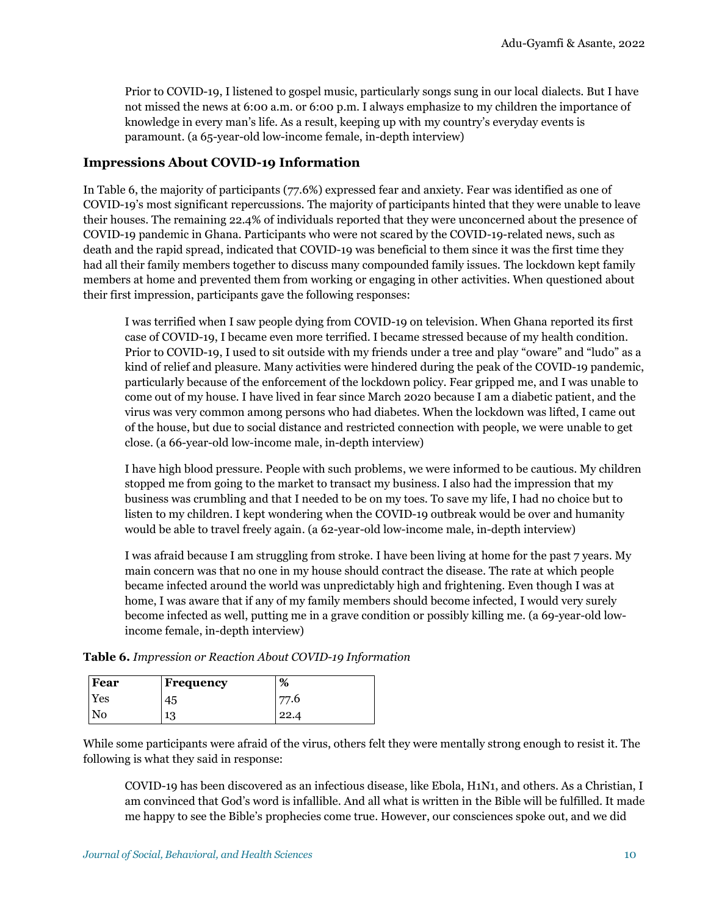> Prior to COVID-19, I listened to gospel music, particularly songs sung in our local dialects. But I have not missed the news at 6:00 a.m. or 6:00 p.m. I always emphasize to my children the importance of knowledge in every man's life. As a result, keeping up with my country's everyday events is paramount. (a 65-year-old low-income female, in-depth interview)

## Impressions About COVID-19 Information

In Table 6, the majority of participants (77.6%) expressed fear and anxiety. Fear was identified as one of COVID-19's most significant repercussions. The majority of participants hinted that they were unable to leave their houses. The remaining 22.4% of individuals reported that they were unconcerned about the presence of COVID-19 pandemic in Ghana. Participants who were not scared by the COVID-19-related news, such as death and the rapid spread, indicated that COVID-19 was beneficial to them since it was the first time they had all their family members together to discuss many compounded family issues. The lockdown kept family members at home and prevented them from working or engaging in other activities. When questioned about their first impression, participants gave the following responses:

> I was terrified when I saw people dying from COVID-19 on television. When Ghana reported its first case of COVID-19, I became even more terrified. I became stressed because of my health condition. Prior to COVID-19, I used to sit outside with my friends under a tree and play "oware" and "ludo" as a kind of relief and pleasure. Many activities were hindered during the peak of the COVID-19 pandemic, particularly because of the enforcement of the lockdown policy. Fear gripped me, and I was unable to come out of my house. I have lived in fear since March 2020 because I am a diabetic patient, and the virus was very common among persons who had diabetes. When the lockdown was lifted, I came out of the house, but due to social distance and restricted connection with people, we were unable to get close. (a 66-year-old low-income male, in-depth interview)

> I have high blood pressure. People with such problems, we were informed to be cautious. My children stopped me from going to the market to transact my business. I also had the impression that my business was crumbling and that I needed to be on my toes. To save my life, I had no choice but to listen to my children. I kept wondering when the COVID-19 outbreak would be over and humanity would be able to travel freely again. (a 62-year-old low-income male, in-depth interview)

> I was afraid because I am struggling from stroke. I have been living at home for the past 7 years. My main concern was that no one in my house should contract the disease. The rate at which people became infected around the world was unpredictably high and frightening. Even though I was at home, I was aware that if any of my family members should become infected, I would very surely become infected as well, putting me in a grave condition or possibly killing me. (a 69-year-old low-income female, in-depth interview)

**Table 6.** *Impression or Reaction About COVID-19 Information*

| Fear | Frequency | % |
|---|---|---|
| Yes | 45 | 77.6 |
| No | 13 | 22.4 |

While some participants were afraid of the virus, others felt they were mentally strong enough to resist it. The following is what they said in response:

> COVID-19 has been discovered as an infectious disease, like Ebola, H1N1, and others. As a Christian, I am convinced that God's word is infallible. And all what is written in the Bible will be fulfilled. It made me happy to see the Bible's prophecies come true. However, our consciences spoke out, and we did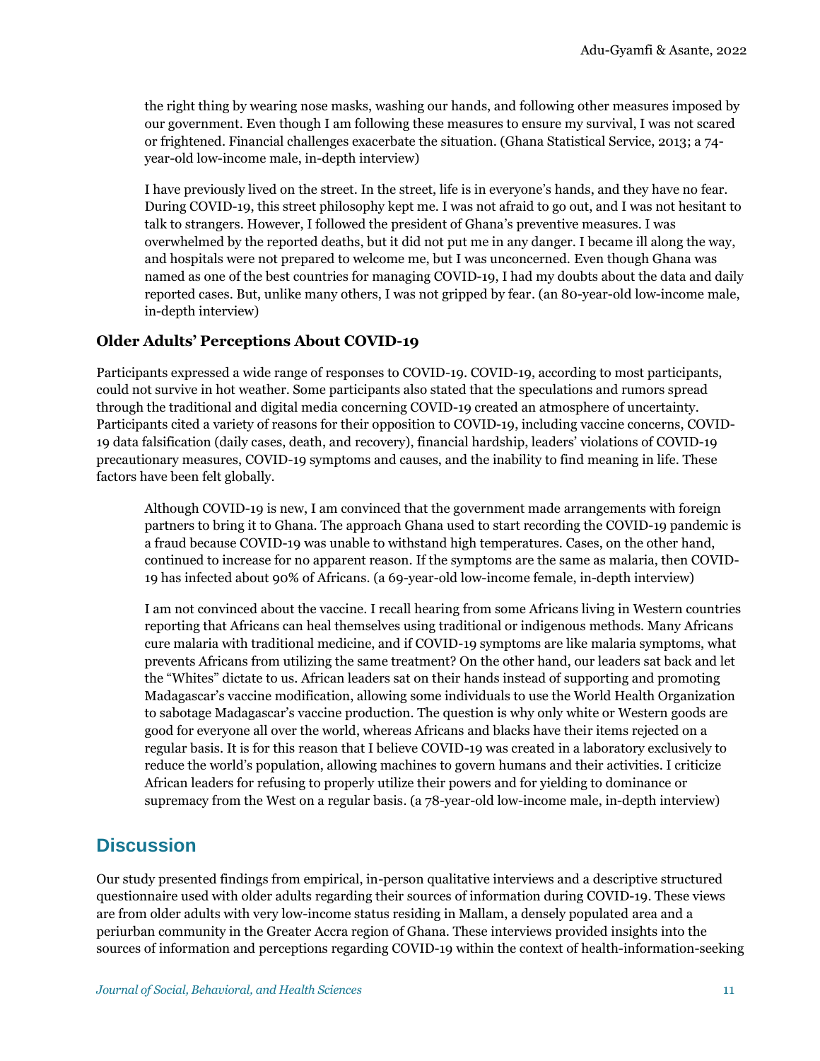> the right thing by wearing nose masks, washing our hands, and following other measures imposed by our government. Even though I am following these measures to ensure my survival, I was not scared or frightened. Financial challenges exacerbate the situation. (Ghana Statistical Service, 2013; a 74-year-old low-income male, in-depth interview)

> I have previously lived on the street. In the street, life is in everyone's hands, and they have no fear. During COVID-19, this street philosophy kept me. I was not afraid to go out, and I was not hesitant to talk to strangers. However, I followed the president of Ghana's preventive measures. I was overwhelmed by the reported deaths, but it did not put me in any danger. I became ill along the way, and hospitals were not prepared to welcome me, but I was unconcerned. Even though Ghana was named as one of the best countries for managing COVID-19, I had my doubts about the data and daily reported cases. But, unlike many others, I was not gripped by fear. (an 80-year-old low-income male, in-depth interview)

### Older Adults' Perceptions About COVID-19

Participants expressed a wide range of responses to COVID-19. COVID-19, according to most participants, could not survive in hot weather. Some participants also stated that the speculations and rumors spread through the traditional and digital media concerning COVID-19 created an atmosphere of uncertainty. Participants cited a variety of reasons for their opposition to COVID-19, including vaccine concerns, COVID-19 data falsification (daily cases, death, and recovery), financial hardship, leaders' violations of COVID-19 precautionary measures, COVID-19 symptoms and causes, and the inability to find meaning in life. These factors have been felt globally.

> Although COVID-19 is new, I am convinced that the government made arrangements with foreign partners to bring it to Ghana. The approach Ghana used to start recording the COVID-19 pandemic is a fraud because COVID-19 was unable to withstand high temperatures. Cases, on the other hand, continued to increase for no apparent reason. If the symptoms are the same as malaria, then COVID-19 has infected about 90% of Africans. (a 69-year-old low-income female, in-depth interview)

> I am not convinced about the vaccine. I recall hearing from some Africans living in Western countries reporting that Africans can heal themselves using traditional or indigenous methods. Many Africans cure malaria with traditional medicine, and if COVID-19 symptoms are like malaria symptoms, what prevents Africans from utilizing the same treatment? On the other hand, our leaders sat back and let the "Whites" dictate to us. African leaders sat on their hands instead of supporting and promoting Madagascar's vaccine modification, allowing some individuals to use the World Health Organization to sabotage Madagascar's vaccine production. The question is why only white or Western goods are good for everyone all over the world, whereas Africans and blacks have their items rejected on a regular basis. It is for this reason that I believe COVID-19 was created in a laboratory exclusively to reduce the world's population, allowing machines to govern humans and their activities. I criticize African leaders for refusing to properly utilize their powers and for yielding to dominance or supremacy from the West on a regular basis. (a 78-year-old low-income male, in-depth interview)

## Discussion

Our study presented findings from empirical, in-person qualitative interviews and a descriptive structured questionnaire used with older adults regarding their sources of information during COVID-19. These views are from older adults with very low-income status residing in Mallam, a densely populated area and a periurban community in the Greater Accra region of Ghana. These interviews provided insights into the sources of information and perceptions regarding COVID-19 within the context of health-information-seeking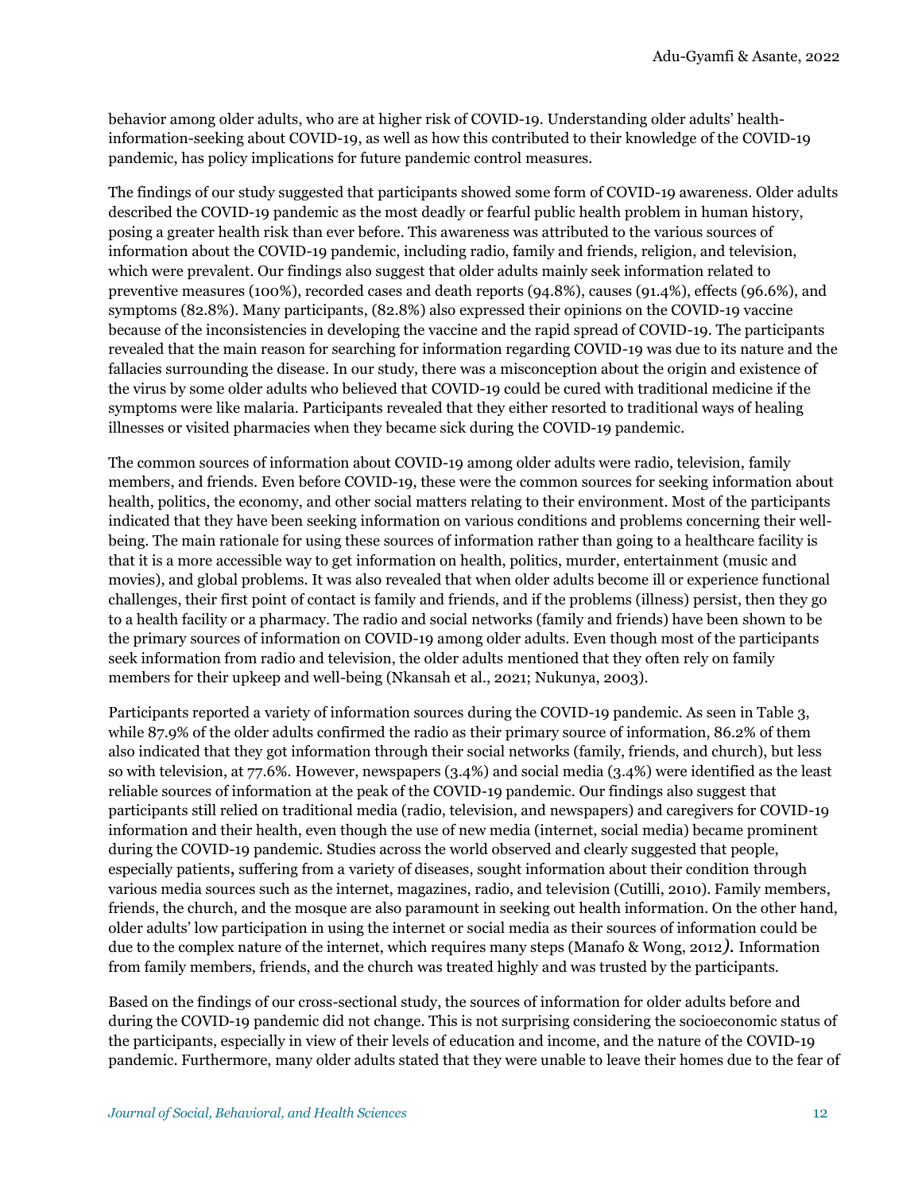behavior among older adults, who are at higher risk of COVID-19. Understanding older adults' health-information-seeking about COVID-19, as well as how this contributed to their knowledge of the COVID-19 pandemic, has policy implications for future pandemic control measures.

The findings of our study suggested that participants showed some form of COVID-19 awareness. Older adults described the COVID-19 pandemic as the most deadly or fearful public health problem in human history, posing a greater health risk than ever before. This awareness was attributed to the various sources of information about the COVID-19 pandemic, including radio, family and friends, religion, and television, which were prevalent. Our findings also suggest that older adults mainly seek information related to preventive measures (100%), recorded cases and death reports (94.8%), causes (91.4%), effects (96.6%), and symptoms (82.8%). Many participants, (82.8%) also expressed their opinions on the COVID-19 vaccine because of the inconsistencies in developing the vaccine and the rapid spread of COVID-19. The participants revealed that the main reason for searching for information regarding COVID-19 was due to its nature and the fallacies surrounding the disease. In our study, there was a misconception about the origin and existence of the virus by some older adults who believed that COVID-19 could be cured with traditional medicine if the symptoms were like malaria. Participants revealed that they either resorted to traditional ways of healing illnesses or visited pharmacies when they became sick during the COVID-19 pandemic.

The common sources of information about COVID-19 among older adults were radio, television, family members, and friends. Even before COVID-19, these were the common sources for seeking information about health, politics, the economy, and other social matters relating to their environment. Most of the participants indicated that they have been seeking information on various conditions and problems concerning their well-being. The main rationale for using these sources of information rather than going to a healthcare facility is that it is a more accessible way to get information on health, politics, murder, entertainment (music and movies), and global problems. It was also revealed that when older adults become ill or experience functional challenges, their first point of contact is family and friends, and if the problems (illness) persist, then they go to a health facility or a pharmacy. The radio and social networks (family and friends) have been shown to be the primary sources of information on COVID-19 among older adults. Even though most of the participants seek information from radio and television, the older adults mentioned that they often rely on family members for their upkeep and well-being (Nkansah et al., 2021; Nukunya, 2003).

Participants reported a variety of information sources during the COVID-19 pandemic. As seen in Table 3, while 87.9% of the older adults confirmed the radio as their primary source of information, 86.2% of them also indicated that they got information through their social networks (family, friends, and church), but less so with television, at 77.6%. However, newspapers (3.4%) and social media (3.4%) were identified as the least reliable sources of information at the peak of the COVID-19 pandemic. Our findings also suggest that participants still relied on traditional media (radio, television, and newspapers) and caregivers for COVID-19 information and their health, even though the use of new media (internet, social media) became prominent during the COVID-19 pandemic. Studies across the world observed and clearly suggested that people, especially patients, suffering from a variety of diseases, sought information about their condition through various media sources such as the internet, magazines, radio, and television (Cutilli, 2010). Family members, friends, the church, and the mosque are also paramount in seeking out health information. On the other hand, older adults' low participation in using the internet or social media as their sources of information could be due to the complex nature of the internet, which requires many steps (Manafo & Wong, 2012). Information from family members, friends, and the church was treated highly and was trusted by the participants.

Based on the findings of our cross-sectional study, the sources of information for older adults before and during the COVID-19 pandemic did not change. This is not surprising considering the socioeconomic status of the participants, especially in view of their levels of education and income, and the nature of the COVID-19 pandemic. Furthermore, many older adults stated that they were unable to leave their homes due to the fear of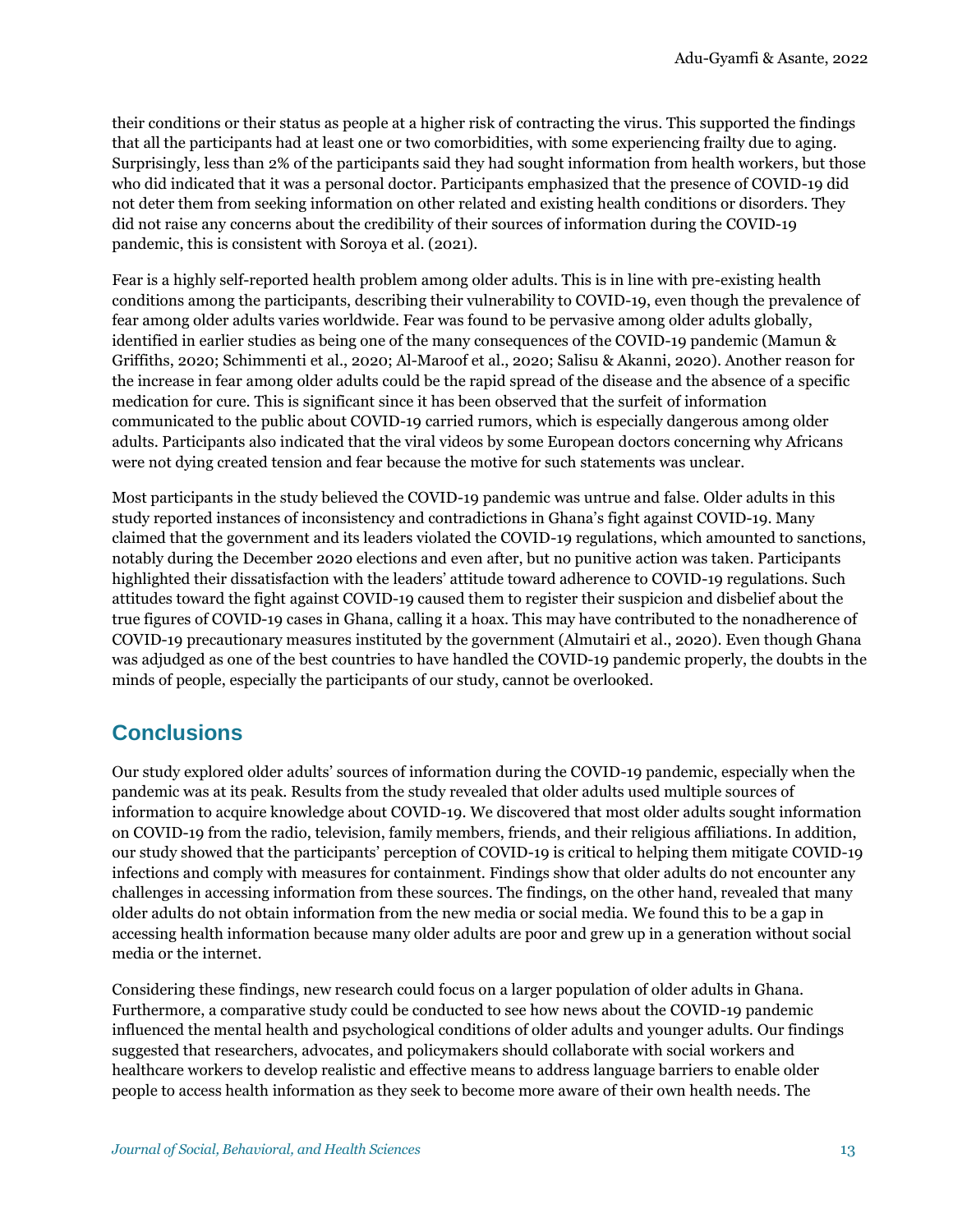their conditions or their status as people at a higher risk of contracting the virus. This supported the findings that all the participants had at least one or two comorbidities, with some experiencing frailty due to aging. Surprisingly, less than 2% of the participants said they had sought information from health workers, but those who did indicated that it was a personal doctor. Participants emphasized that the presence of COVID-19 did not deter them from seeking information on other related and existing health conditions or disorders. They did not raise any concerns about the credibility of their sources of information during the COVID-19 pandemic, this is consistent with Soroya et al. (2021).

Fear is a highly self-reported health problem among older adults. This is in line with pre-existing health conditions among the participants, describing their vulnerability to COVID-19, even though the prevalence of fear among older adults varies worldwide. Fear was found to be pervasive among older adults globally, identified in earlier studies as being one of the many consequences of the COVID-19 pandemic (Mamun & Griffiths, 2020; Schimmenti et al., 2020; Al-Maroof et al., 2020; Salisu & Akanni, 2020). Another reason for the increase in fear among older adults could be the rapid spread of the disease and the absence of a specific medication for cure. This is significant since it has been observed that the surfeit of information communicated to the public about COVID-19 carried rumors, which is especially dangerous among older adults. Participants also indicated that the viral videos by some European doctors concerning why Africans were not dying created tension and fear because the motive for such statements was unclear.

Most participants in the study believed the COVID-19 pandemic was untrue and false. Older adults in this study reported instances of inconsistency and contradictions in Ghana's fight against COVID-19. Many claimed that the government and its leaders violated the COVID-19 regulations, which amounted to sanctions, notably during the December 2020 elections and even after, but no punitive action was taken. Participants highlighted their dissatisfaction with the leaders' attitude toward adherence to COVID-19 regulations. Such attitudes toward the fight against COVID-19 caused them to register their suspicion and disbelief about the true figures of COVID-19 cases in Ghana, calling it a hoax. This may have contributed to the nonadherence of COVID-19 precautionary measures instituted by the government (Almutairi et al., 2020). Even though Ghana was adjudged as one of the best countries to have handled the COVID-19 pandemic properly, the doubts in the minds of people, especially the participants of our study, cannot be overlooked.

## Conclusions

Our study explored older adults' sources of information during the COVID-19 pandemic, especially when the pandemic was at its peak. Results from the study revealed that older adults used multiple sources of information to acquire knowledge about COVID-19. We discovered that most older adults sought information on COVID-19 from the radio, television, family members, friends, and their religious affiliations. In addition, our study showed that the participants' perception of COVID-19 is critical to helping them mitigate COVID-19 infections and comply with measures for containment. Findings show that older adults do not encounter any challenges in accessing information from these sources. The findings, on the other hand, revealed that many older adults do not obtain information from the new media or social media. We found this to be a gap in accessing health information because many older adults are poor and grew up in a generation without social media or the internet.

Considering these findings, new research could focus on a larger population of older adults in Ghana. Furthermore, a comparative study could be conducted to see how news about the COVID-19 pandemic influenced the mental health and psychological conditions of older adults and younger adults. Our findings suggested that researchers, advocates, and policymakers should collaborate with social workers and healthcare workers to develop realistic and effective means to address language barriers to enable older people to access health information as they seek to become more aware of their own health needs. The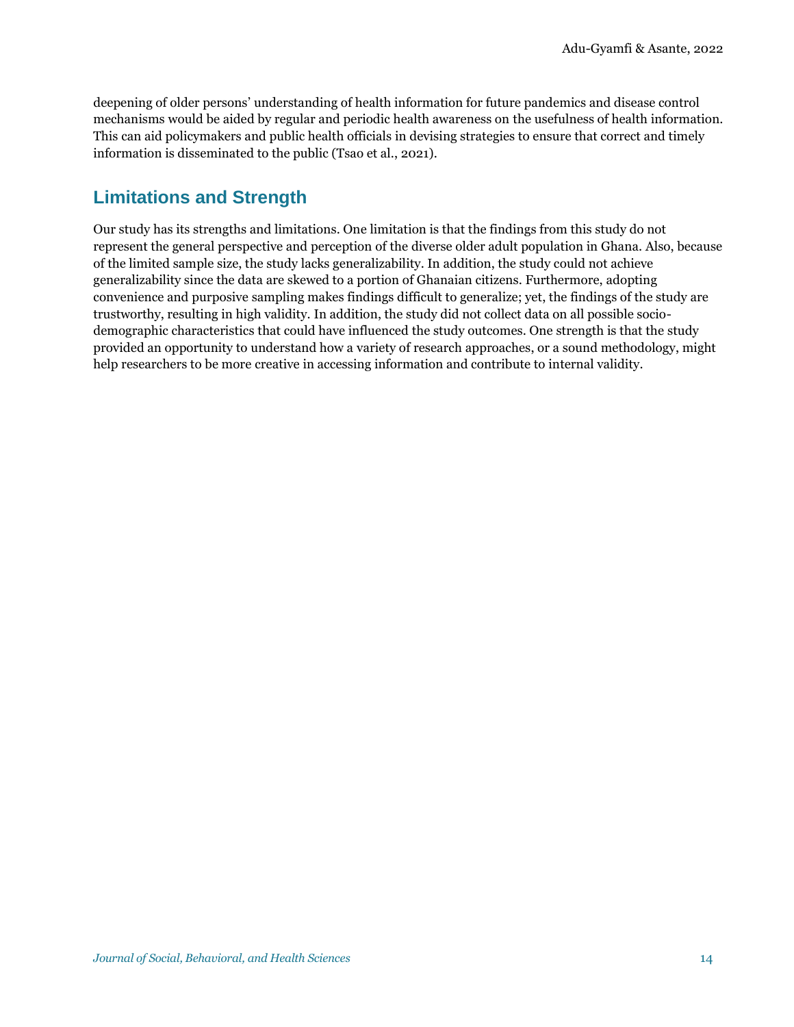deepening of older persons' understanding of health information for future pandemics and disease control mechanisms would be aided by regular and periodic health awareness on the usefulness of health information. This can aid policymakers and public health officials in devising strategies to ensure that correct and timely information is disseminated to the public (Tsao et al., 2021).

## Limitations and Strength

Our study has its strengths and limitations. One limitation is that the findings from this study do not represent the general perspective and perception of the diverse older adult population in Ghana. Also, because of the limited sample size, the study lacks generalizability. In addition, the study could not achieve generalizability since the data are skewed to a portion of Ghanaian citizens. Furthermore, adopting convenience and purposive sampling makes findings difficult to generalize; yet, the findings of the study are trustworthy, resulting in high validity. In addition, the study did not collect data on all possible socio-demographic characteristics that could have influenced the study outcomes. One strength is that the study provided an opportunity to understand how a variety of research approaches, or a sound methodology, might help researchers to be more creative in accessing information and contribute to internal validity.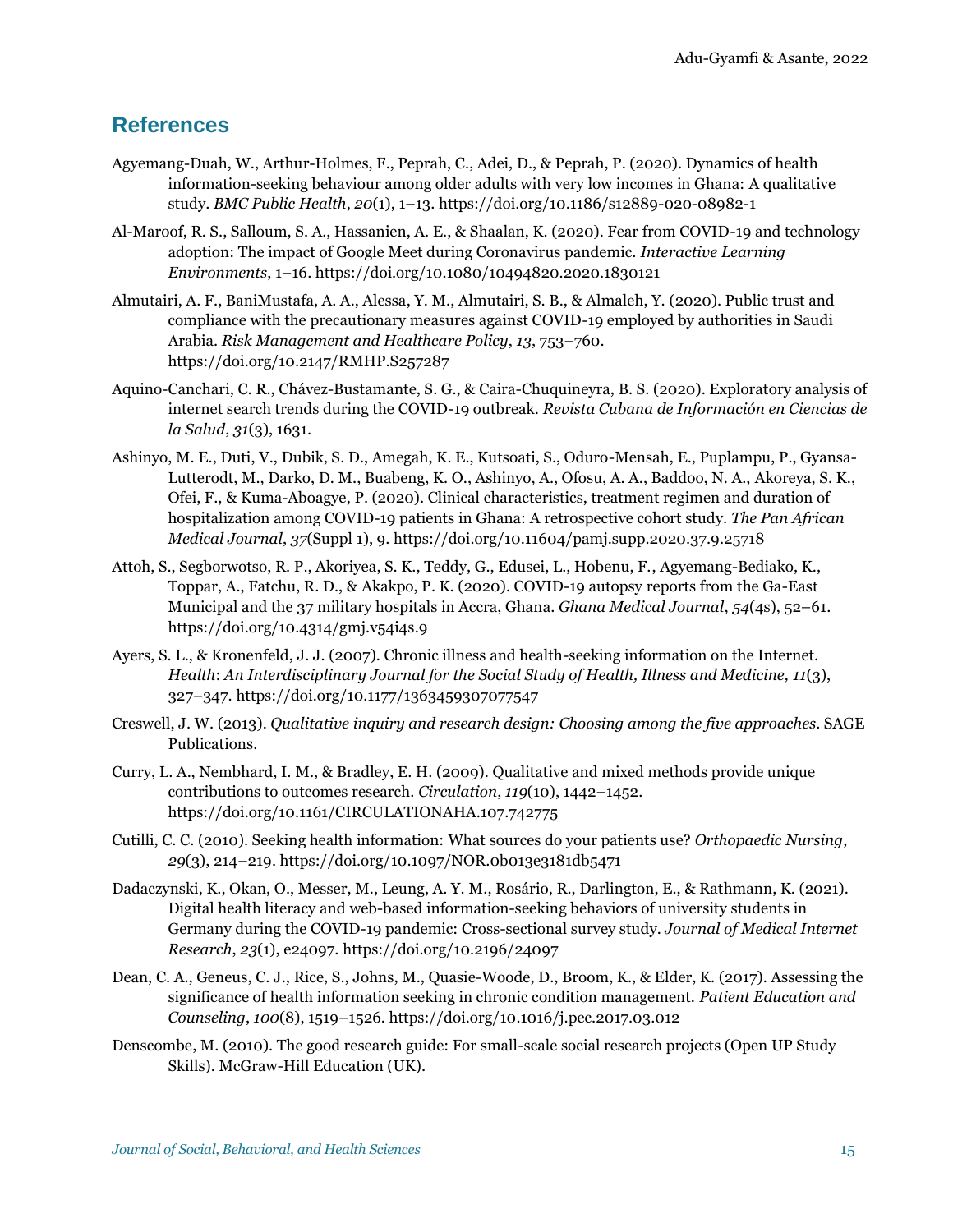## References

Agyemang-Duah, W., Arthur-Holmes, F., Peprah, C., Adei, D., & Peprah, P. (2020). Dynamics of health information-seeking behaviour among older adults with very low incomes in Ghana: A qualitative study. *BMC Public Health*, *20*(1), 1–13. https://doi.org/10.1186/s12889-020-08982-1

Al-Maroof, R. S., Salloum, S. A., Hassanien, A. E., & Shaalan, K. (2020). Fear from COVID-19 and technology adoption: The impact of Google Meet during Coronavirus pandemic. *Interactive Learning Environments*, 1–16. https://doi.org/10.1080/10494820.2020.1830121

Almutairi, A. F., BaniMustafa, A. A., Alessa, Y. M., Almutairi, S. B., & Almaleh, Y. (2020). Public trust and compliance with the precautionary measures against COVID-19 employed by authorities in Saudi Arabia. *Risk Management and Healthcare Policy*, *13*, 753–760. https://doi.org/10.2147/RMHP.S257287

Aquino-Canchari, C. R., Chávez-Bustamante, S. G., & Caira-Chuquineyra, B. S. (2020). Exploratory analysis of internet search trends during the COVID-19 outbreak. *Revista Cubana de Información en Ciencias de la Salud*, *31*(3), 1631.

Ashinyo, M. E., Duti, V., Dubik, S. D., Amegah, K. E., Kutsoati, S., Oduro-Mensah, E., Puplampu, P., Gyansa-Lutterodt, M., Darko, D. M., Buabeng, K. O., Ashinyo, A., Ofosu, A. A., Baddoo, N. A., Akoreya, S. K., Ofei, F., & Kuma-Aboagye, P. (2020). Clinical characteristics, treatment regimen and duration of hospitalization among COVID-19 patients in Ghana: A retrospective cohort study. *The Pan African Medical Journal*, *37*(Suppl 1), 9. https://doi.org/10.11604/pamj.supp.2020.37.9.25718

Attoh, S., Segborwotso, R. P., Akoriyea, S. K., Teddy, G., Edusei, L., Hobenu, F., Agyemang-Bediako, K., Toppar, A., Fatchu, R. D., & Akakpo, P. K. (2020). COVID-19 autopsy reports from the Ga-East Municipal and the 37 military hospitals in Accra, Ghana. *Ghana Medical Journal*, *54*(4s), 52–61. https://doi.org/10.4314/gmj.v54i4s.9

Ayers, S. L., & Kronenfeld, J. J. (2007). Chronic illness and health-seeking information on the Internet. *Health*: *An Interdisciplinary Journal for the Social Study of Health, Illness and Medicine, 11*(3), 327–347. https://doi.org/10.1177/1363459307077547

Creswell, J. W. (2013). *Qualitative inquiry and research design: Choosing among the five approaches*. SAGE Publications.

Curry, L. A., Nembhard, I. M., & Bradley, E. H. (2009). Qualitative and mixed methods provide unique contributions to outcomes research. *Circulation*, *119*(10), 1442–1452. https://doi.org/10.1161/CIRCULATIONAHA.107.742775

Cutilli, C. C. (2010). Seeking health information: What sources do your patients use? *Orthopaedic Nursing*, *29*(3), 214–219. https://doi.org/10.1097/NOR.0b013e3181db5471

Dadaczynski, K., Okan, O., Messer, M., Leung, A. Y. M., Rosário, R., Darlington, E., & Rathmann, K. (2021). Digital health literacy and web-based information-seeking behaviors of university students in Germany during the COVID-19 pandemic: Cross-sectional survey study. *Journal of Medical Internet Research*, *23*(1), e24097. https://doi.org/10.2196/24097

Dean, C. A., Geneus, C. J., Rice, S., Johns, M., Quasie-Woode, D., Broom, K., & Elder, K. (2017). Assessing the significance of health information seeking in chronic condition management. *Patient Education and Counseling*, *100*(8), 1519–1526. https://doi.org/10.1016/j.pec.2017.03.012

Denscombe, M. (2010). The good research guide: For small-scale social research projects (Open UP Study Skills). McGraw-Hill Education (UK).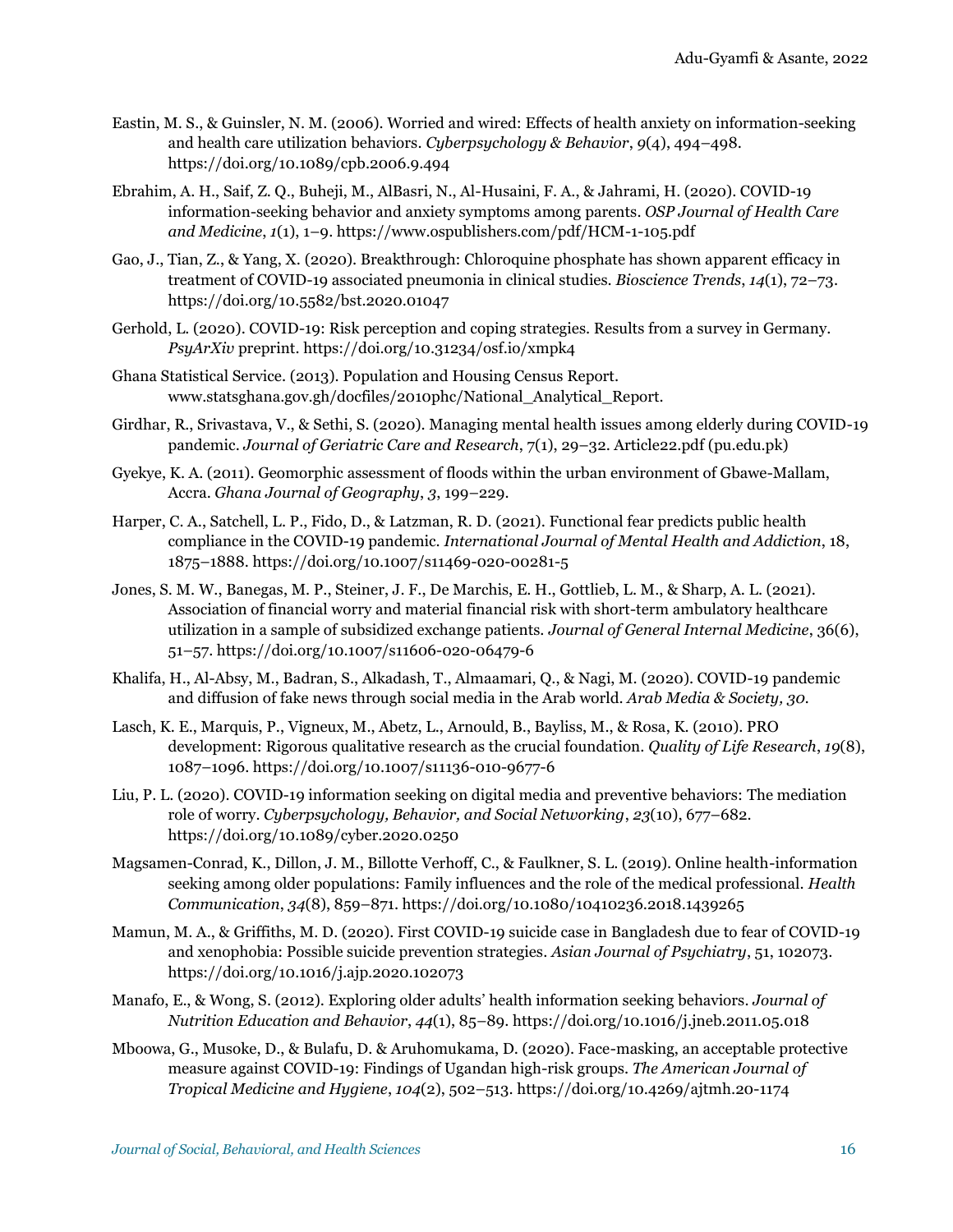Eastin, M. S., & Guinsler, N. M. (2006). Worried and wired: Effects of health anxiety on information-seeking and health care utilization behaviors. *Cyberpsychology & Behavior*, *9*(4), 494–498. https://doi.org/10.1089/cpb.2006.9.494

Ebrahim, A. H., Saif, Z. Q., Buheji, M., AlBasri, N., Al-Husaini, F. A., & Jahrami, H. (2020). COVID-19 information-seeking behavior and anxiety symptoms among parents. *OSP Journal of Health Care and Medicine*, *1*(1), 1–9. https://www.ospublishers.com/pdf/HCM-1-105.pdf

Gao, J., Tian, Z., & Yang, X. (2020). Breakthrough: Chloroquine phosphate has shown apparent efficacy in treatment of COVID-19 associated pneumonia in clinical studies. *Bioscience Trends*, *14*(1), 72–73. https://doi.org/10.5582/bst.2020.01047

Gerhold, L. (2020). COVID-19: Risk perception and coping strategies. Results from a survey in Germany. *PsyArXiv* preprint. https://doi.org/10.31234/osf.io/xmpk4

Ghana Statistical Service. (2013). Population and Housing Census Report. www.statsghana.gov.gh/docfiles/2010phc/National_Analytical_Report.

Girdhar, R., Srivastava, V., & Sethi, S. (2020). Managing mental health issues among elderly during COVID-19 pandemic. *Journal of Geriatric Care and Research*, 7(1), 29–32. Article22.pdf (pu.edu.pk)

Gyekye, K. A. (2011). Geomorphic assessment of floods within the urban environment of Gbawe-Mallam, Accra. *Ghana Journal of Geography*, *3*, 199–229.

Harper, C. A., Satchell, L. P., Fido, D., & Latzman, R. D. (2021). Functional fear predicts public health compliance in the COVID-19 pandemic. *International Journal of Mental Health and Addiction*, 18, 1875–1888. https://doi.org/10.1007/s11469-020-00281-5

Jones, S. M. W., Banegas, M. P., Steiner, J. F., De Marchis, E. H., Gottlieb, L. M., & Sharp, A. L. (2021). Association of financial worry and material financial risk with short-term ambulatory healthcare utilization in a sample of subsidized exchange patients. *Journal of General Internal Medicine*, 36(6), 51–57. https://doi.org/10.1007/s11606-020-06479-6

Khalifa, H., Al-Absy, M., Badran, S., Alkadash, T., Almaamari, Q., & Nagi, M. (2020). COVID-19 pandemic and diffusion of fake news through social media in the Arab world. *Arab Media & Society, 30*.

Lasch, K. E., Marquis, P., Vigneux, M., Abetz, L., Arnould, B., Bayliss, M., & Rosa, K. (2010). PRO development: Rigorous qualitative research as the crucial foundation. *Quality of Life Research*, *19*(8), 1087–1096. https://doi.org/10.1007/s11136-010-9677-6

Liu, P. L. (2020). COVID-19 information seeking on digital media and preventive behaviors: The mediation role of worry. *Cyberpsychology, Behavior, and Social Networking*, *23*(10), 677–682. https://doi.org/10.1089/cyber.2020.0250

Magsamen-Conrad, K., Dillon, J. M., Billotte Verhoff, C., & Faulkner, S. L. (2019). Online health-information seeking among older populations: Family influences and the role of the medical professional. *Health Communication*, *34*(8), 859–871. https://doi.org/10.1080/10410236.2018.1439265

Mamun, M. A., & Griffiths, M. D. (2020). First COVID-19 suicide case in Bangladesh due to fear of COVID-19 and xenophobia: Possible suicide prevention strategies. *Asian Journal of Psychiatry*, 51, 102073. https://doi.org/10.1016/j.ajp.2020.102073

Manafo, E., & Wong, S. (2012). Exploring older adults' health information seeking behaviors. *Journal of Nutrition Education and Behavior*, *44*(1), 85–89. https://doi.org/10.1016/j.jneb.2011.05.018

Mboowa, G., Musoke, D., & Bulafu, D. & Aruhomukama, D. (2020). Face-masking, an acceptable protective measure against COVID-19: Findings of Ugandan high-risk groups. *The American Journal of Tropical Medicine and Hygiene*, *104*(2), 502–513. https://doi.org/10.4269/ajtmh.20-1174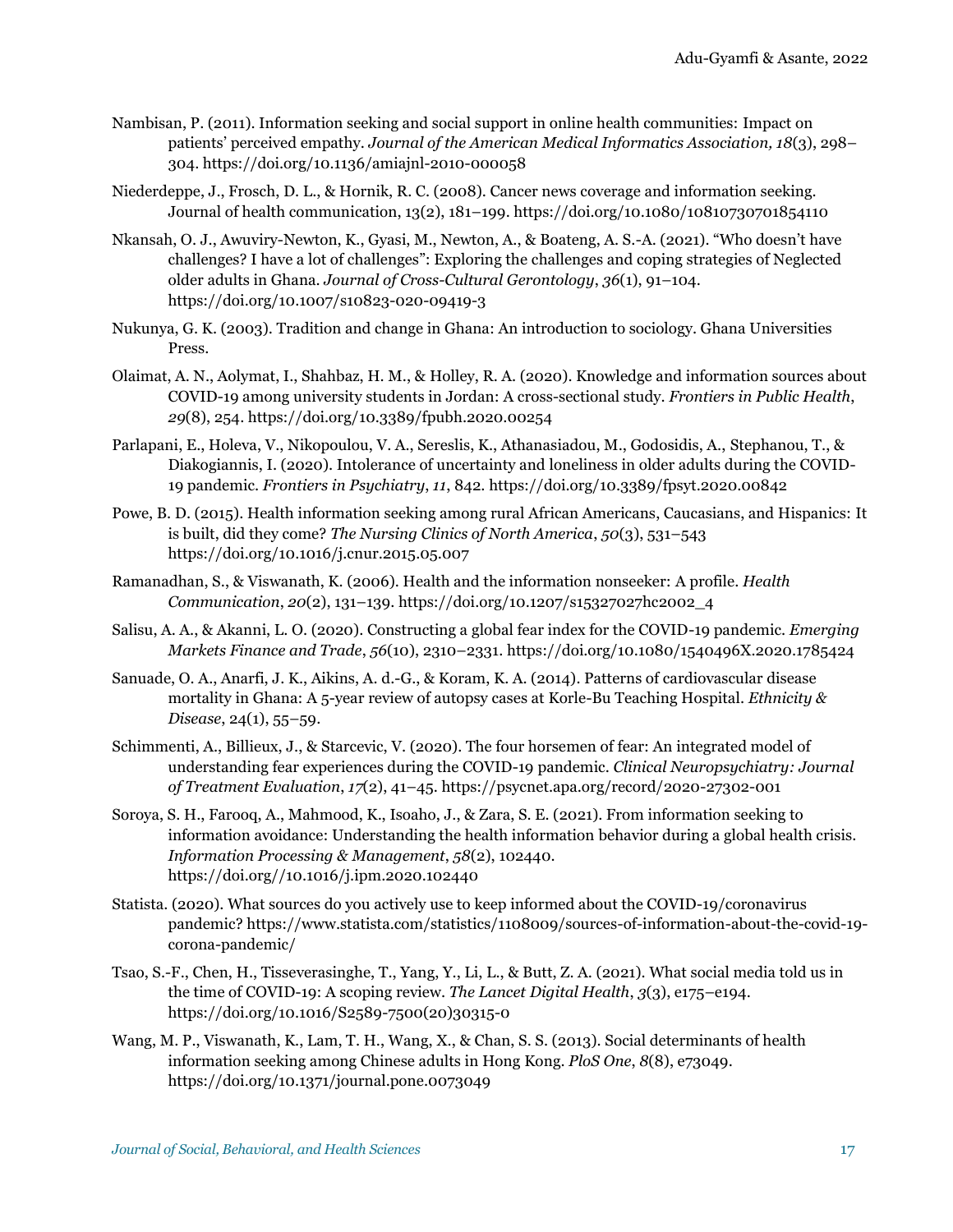Nambisan, P. (2011). Information seeking and social support in online health communities: Impact on patients' perceived empathy. *Journal of the American Medical Informatics Association, 18*(3), 298–304. https://doi.org/10.1136/amiajnl-2010-000058

Niederdeppe, J., Frosch, D. L., & Hornik, R. C. (2008). Cancer news coverage and information seeking. Journal of health communication, 13(2), 181–199. https://doi.org/10.1080/10810730701854110

Nkansah, O. J., Awuviry-Newton, K., Gyasi, M., Newton, A., & Boateng, A. S.-A. (2021). "Who doesn't have challenges? I have a lot of challenges": Exploring the challenges and coping strategies of Neglected older adults in Ghana. *Journal of Cross-Cultural Gerontology*, *36*(1), 91–104. https://doi.org/10.1007/s10823-020-09419-3

Nukunya, G. K. (2003). Tradition and change in Ghana: An introduction to sociology. Ghana Universities Press.

Olaimat, A. N., Aolymat, I., Shahbaz, H. M., & Holley, R. A. (2020). Knowledge and information sources about COVID-19 among university students in Jordan: A cross-sectional study. *Frontiers in Public Health*, *29*(8), 254. https://doi.org/10.3389/fpubh.2020.00254

Parlapani, E., Holeva, V., Nikopoulou, V. A., Sereslis, K., Athanasiadou, M., Godosidis, A., Stephanou, T., & Diakogiannis, I. (2020). Intolerance of uncertainty and loneliness in older adults during the COVID-19 pandemic. *Frontiers in Psychiatry*, *11*, 842. https://doi.org/10.3389/fpsyt.2020.00842

Powe, B. D. (2015). Health information seeking among rural African Americans, Caucasians, and Hispanics: It is built, did they come? *The Nursing Clinics of North America*, *50*(3), 531–543 https://doi.org/10.1016/j.cnur.2015.05.007

Ramanadhan, S., & Viswanath, K. (2006). Health and the information nonseeker: A profile. *Health Communication*, *20*(2), 131–139. https://doi.org/10.1207/s15327027hc2002_4

Salisu, A. A., & Akanni, L. O. (2020). Constructing a global fear index for the COVID-19 pandemic. *Emerging Markets Finance and Trade*, *56*(10), 2310–2331. https://doi.org/10.1080/1540496X.2020.1785424

Sanuade, O. A., Anarfi, J. K., Aikins, A. d.-G., & Koram, K. A. (2014). Patterns of cardiovascular disease mortality in Ghana: A 5-year review of autopsy cases at Korle-Bu Teaching Hospital. *Ethnicity & Disease*, 24(1), 55–59.

Schimmenti, A., Billieux, J., & Starcevic, V. (2020). The four horsemen of fear: An integrated model of understanding fear experiences during the COVID-19 pandemic. *Clinical Neuropsychiatry: Journal of Treatment Evaluation*, *17*(2), 41–45. https://psycnet.apa.org/record/2020-27302-001

Soroya, S. H., Farooq, A., Mahmood, K., Isoaho, J., & Zara, S. E. (2021). From information seeking to information avoidance: Understanding the health information behavior during a global health crisis. *Information Processing & Management*, *58*(2), 102440. https://doi.org//10.1016/j.ipm.2020.102440

Statista. (2020). What sources do you actively use to keep informed about the COVID-19/coronavirus pandemic? https://www.statista.com/statistics/1108009/sources-of-information-about-the-covid-19-corona-pandemic/

Tsao, S.-F., Chen, H., Tisseverasinghe, T., Yang, Y., Li, L., & Butt, Z. A. (2021). What social media told us in the time of COVID-19: A scoping review. *The Lancet Digital Health*, *3*(3), e175–e194. https://doi.org/10.1016/S2589-7500(20)30315-0

Wang, M. P., Viswanath, K., Lam, T. H., Wang, X., & Chan, S. S. (2013). Social determinants of health information seeking among Chinese adults in Hong Kong. *PloS One*, *8*(8), e73049. https://doi.org/10.1371/journal.pone.0073049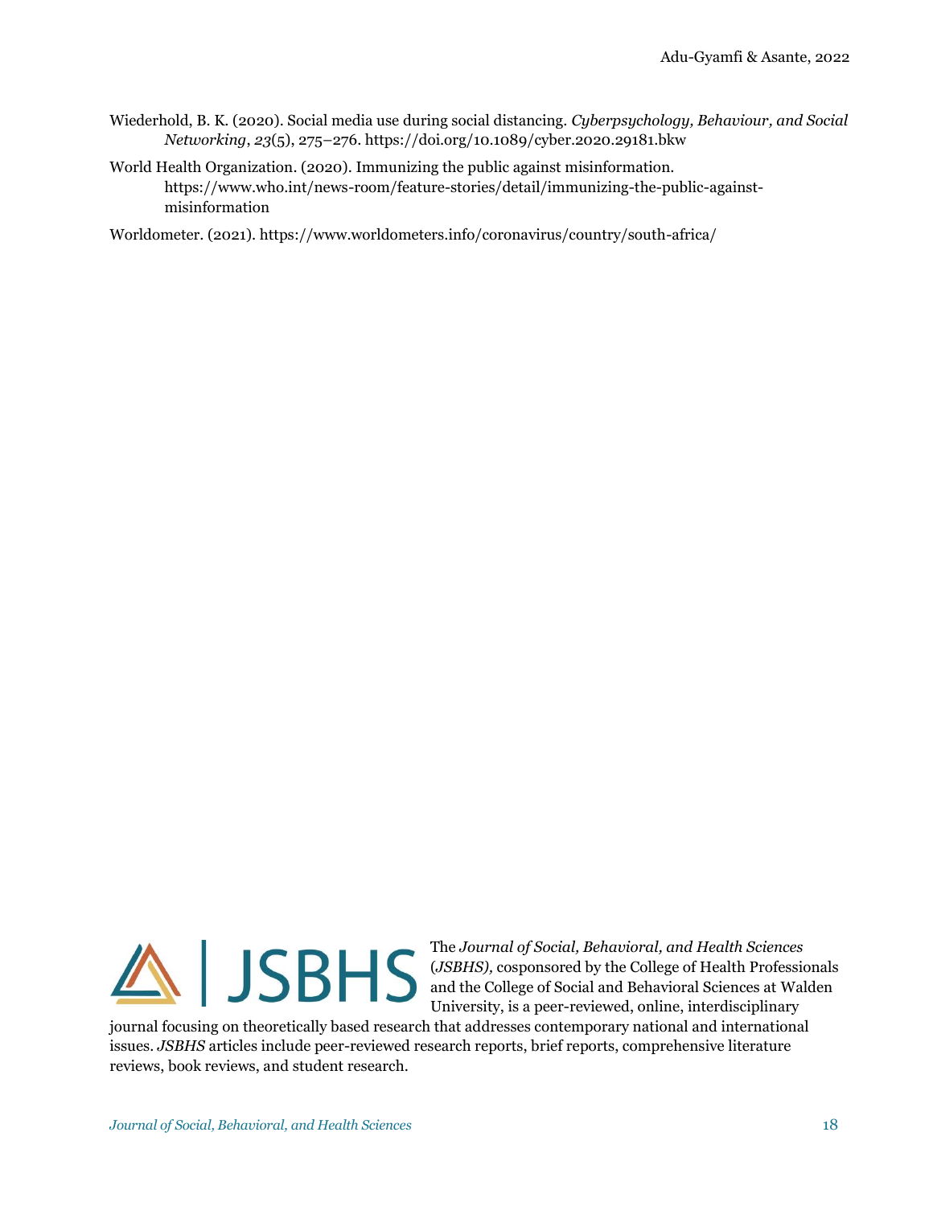Wiederhold, B. K. (2020). Social media use during social distancing. *Cyberpsychology, Behaviour, and Social Networking*, *23*(5), 275–276. https://doi.org/10.1089/cyber.2020.29181.bkw

World Health Organization. (2020). Immunizing the public against misinformation. https://www.who.int/news-room/feature-stories/detail/immunizing-the-public-against-misinformation

Worldometer. (2021). https://www.worldometers.info/coronavirus/country/south-africa/

JSBHS

The *Journal of Social, Behavioral, and Health Sciences* (*JSBHS),* cosponsored by the College of Health Professionals and the College of Social and Behavioral Sciences at Walden University, is a peer-reviewed, online, interdisciplinary journal focusing on theoretically based research that addresses contemporary national and international issues. *JSBHS* articles include peer-reviewed research reports, brief reports, comprehensive literature reviews, book reviews, and student research.